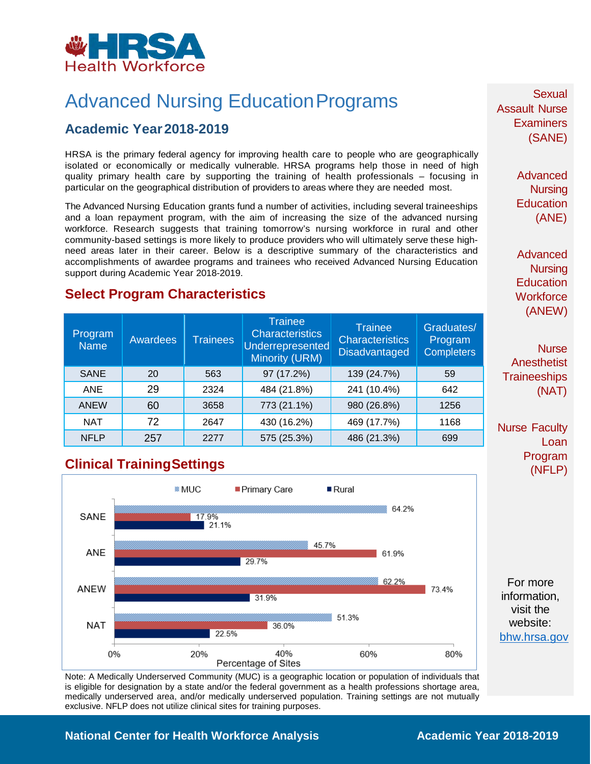HRSA Health Workforce

# Advanced Nursing Education Programs

## Academic Year 2018-2019

HRSA is the primary federal agency for improving health care to people who are geographically isolated or economically or medically vulnerable. HRSA programs help those in need of high quality primary health care by supporting the training of health professionals – focusing in particular on the geographical distribution of providers to areas where they are needed most.

The Advanced Nursing Education grants fund a number of activities, including several traineeships and a loan repayment program, with the aim of increasing the size of the advanced nursing workforce. Research suggests that training tomorrow's nursing workforce in rural and other community-based settings is more likely to produce providers who will ultimately serve these high-need areas later in their career. Below is a descriptive summary of the characteristics and accomplishments of awardee programs and trainees who received Advanced Nursing Education support during Academic Year 2018-2019.

## Select Program Characteristics

| Program Name | Awardees | Trainees | Trainee Characteristics Underrepresented Minority (URM) | Trainee Characteristics Disadvantaged | Graduates/ Program Completers |
|---|---|---|---|---|---|
| SANE | 20 | 563 | 97 (17.2%) | 139 (24.7%) | 59 |
| ANE | 29 | 2324 | 484 (21.8%) | 241 (10.4%) | 642 |
| ANEW | 60 | 3658 | 773 (21.1%) | 980 (26.8%) | 1256 |
| NAT | 72 | 2647 | 430 (16.2%) | 469 (17.7%) | 1168 |
| NFLP | 257 | 2277 | 575 (25.3%) | 486 (21.3%) | 699 |

## Clinical Training Settings

MUC
Primary Care
Rural

SANE
64.2%
17.9%
21.1%

ANE
45.7%
61.9%
29.7%

ANEW
62.2%
73.4%
31.9%

NAT
51.3%
36.0%
22.5%

0%
20%
40%
60%
80%
Percentage of Sites

Note: A Medically Underserved Community (MUC) is a geographic location or population of individuals that is eligible for designation by a state and/or the federal government as a health professions shortage area, medically underserved area, and/or medically underserved population. Training settings are not mutually exclusive. NFLP does not utilize clinical sites for training purposes.

Sexual Assault Nurse Examiners (SANE)

Advanced Nursing Education (ANE)

Advanced Nursing Education Workforce (ANEW)

Nurse Anesthetist Traineeships (NAT)

Nurse Faculty Loan Program (NFLP)

For more information, visit the website: bhw.hrsa.gov

National Center for Health Workforce Analysis

Academic Year 2018-2019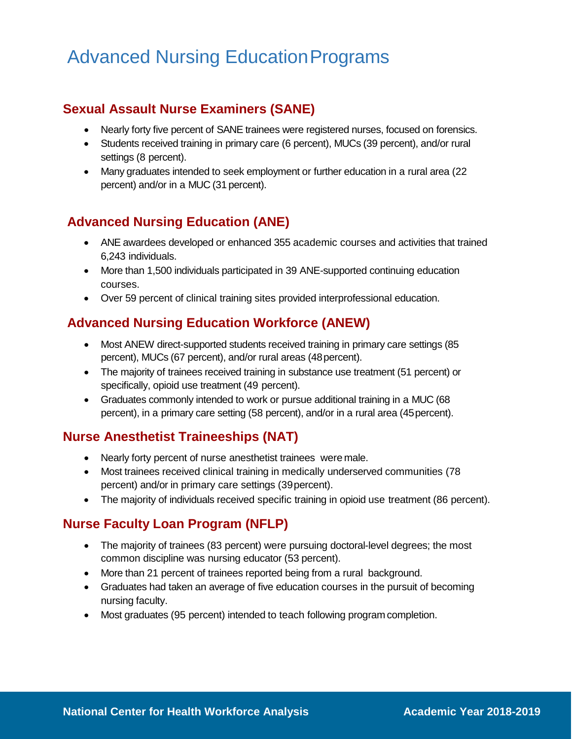# Advanced Nursing Education Programs

## Sexual Assault Nurse Examiners (SANE)

- Nearly forty five percent of SANE trainees were registered nurses, focused on forensics.
- Students received training in primary care (6 percent), MUCs (39 percent), and/or rural settings (8 percent).
- Many graduates intended to seek employment or further education in a rural area (22 percent) and/or in a MUC (31 percent).

## Advanced Nursing Education (ANE)

- ANE awardees developed or enhanced 355 academic courses and activities that trained 6,243 individuals.
- More than 1,500 individuals participated in 39 ANE-supported continuing education courses.
- Over 59 percent of clinical training sites provided interprofessional education.

## Advanced Nursing Education Workforce (ANEW)

- Most ANEW direct-supported students received training in primary care settings (85 percent), MUCs (67 percent), and/or rural areas (48 percent).
- The majority of trainees received training in substance use treatment (51 percent) or specifically, opioid use treatment (49 percent).
- Graduates commonly intended to work or pursue additional training in a MUC (68 percent), in a primary care setting (58 percent), and/or in a rural area (45 percent).

## Nurse Anesthetist Traineeships (NAT)

- Nearly forty percent of nurse anesthetist trainees were male.
- Most trainees received clinical training in medically underserved communities (78 percent) and/or in primary care settings (39 percent).
- The majority of individuals received specific training in opioid use treatment (86 percent).

## Nurse Faculty Loan Program (NFLP)

- The majority of trainees (83 percent) were pursuing doctoral-level degrees; the most common discipline was nursing educator (53 percent).
- More than 21 percent of trainees reported being from a rural background.
- Graduates had taken an average of five education courses in the pursuit of becoming nursing faculty.
- Most graduates (95 percent) intended to teach following program completion.